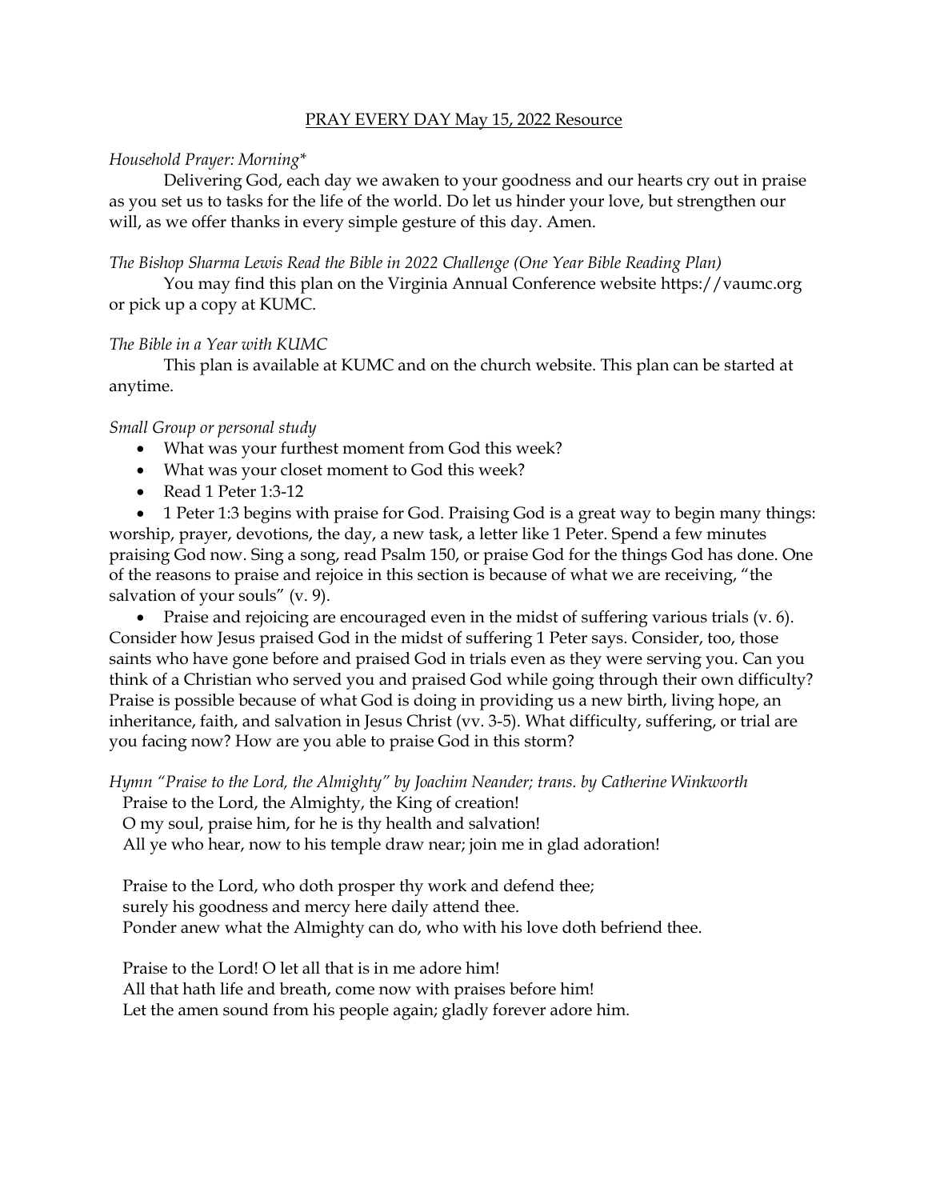# PRAY EVERY DAY May 15, 2022 Resource

*Household Prayer: Morning**

Delivering God, each day we awaken to your goodness and our hearts cry out in praise as you set us to tasks for the life of the world. Do let us hinder your love, but strengthen our will, as we offer thanks in every simple gesture of this day. Amen.

*The Bishop Sharma Lewis Read the Bible in 2022 Challenge (One Year Bible Reading Plan)*

You may find this plan on the Virginia Annual Conference website https://vaumc.org or pick up a copy at KUMC.

*The Bible in a Year with KUMC*

This plan is available at KUMC and on the church website. This plan can be started at anytime.

*Small Group or personal study*

- What was your furthest moment from God this week?
- What was your closet moment to God this week?
- Read 1 Peter 1:3-12
- 1 Peter 1:3 begins with praise for God. Praising God is a great way to begin many things: worship, prayer, devotions, the day, a new task, a letter like 1 Peter. Spend a few minutes praising God now. Sing a song, read Psalm 150, or praise God for the things God has done. One of the reasons to praise and rejoice in this section is because of what we are receiving, "the salvation of your souls" (v. 9).
- Praise and rejoicing are encouraged even in the midst of suffering various trials (v. 6). Consider how Jesus praised God in the midst of suffering 1 Peter says. Consider, too, those saints who have gone before and praised God in trials even as they were serving you. Can you think of a Christian who served you and praised God while going through their own difficulty? Praise is possible because of what God is doing in providing us a new birth, living hope, an inheritance, faith, and salvation in Jesus Christ (vv. 3-5). What difficulty, suffering, or trial are you facing now? How are you able to praise God in this storm?

*Hymn "Praise to the Lord, the Almighty" by Joachim Neander; trans. by Catherine Winkworth*

Praise to the Lord, the Almighty, the King of creation!
O my soul, praise him, for he is thy health and salvation!
All ye who hear, now to his temple draw near; join me in glad adoration!

Praise to the Lord, who doth prosper thy work and defend thee;
surely his goodness and mercy here daily attend thee.
Ponder anew what the Almighty can do, who with his love doth befriend thee.

Praise to the Lord! O let all that is in me adore him!
All that hath life and breath, come now with praises before him!
Let the amen sound from his people again; gladly forever adore him.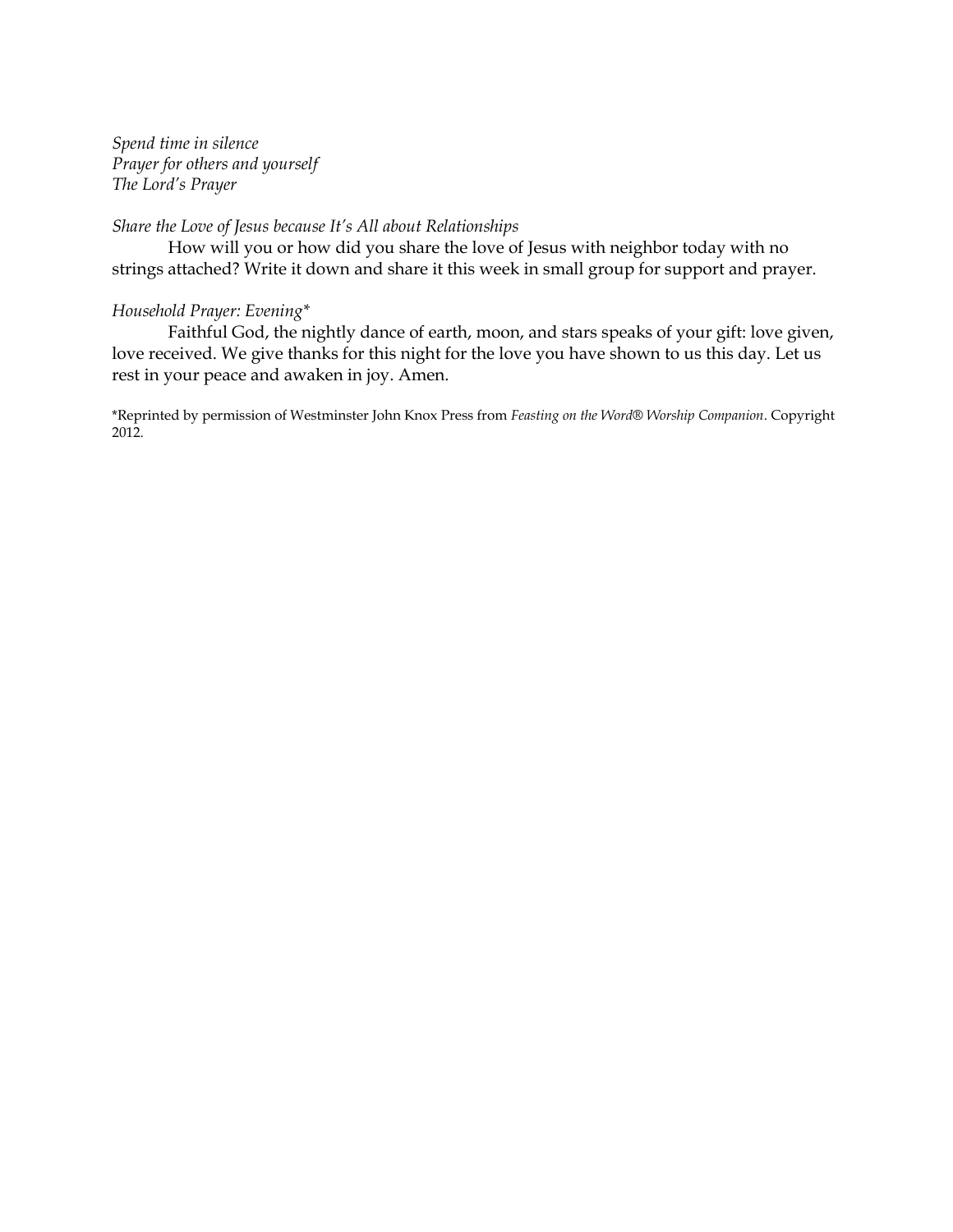*Spend time in silence*
*Prayer for others and yourself*
*The Lord's Prayer*

*Share the Love of Jesus because It's All about Relationships*

How will you or how did you share the love of Jesus with neighbor today with no strings attached? Write it down and share it this week in small group for support and prayer.

*Household Prayer: Evening\**

Faithful God, the nightly dance of earth, moon, and stars speaks of your gift: love given, love received. We give thanks for this night for the love you have shown to us this day. Let us rest in your peace and awaken in joy. Amen.

\*Reprinted by permission of Westminster John Knox Press from *Feasting on the Word® Worship Companion*. Copyright 2012.